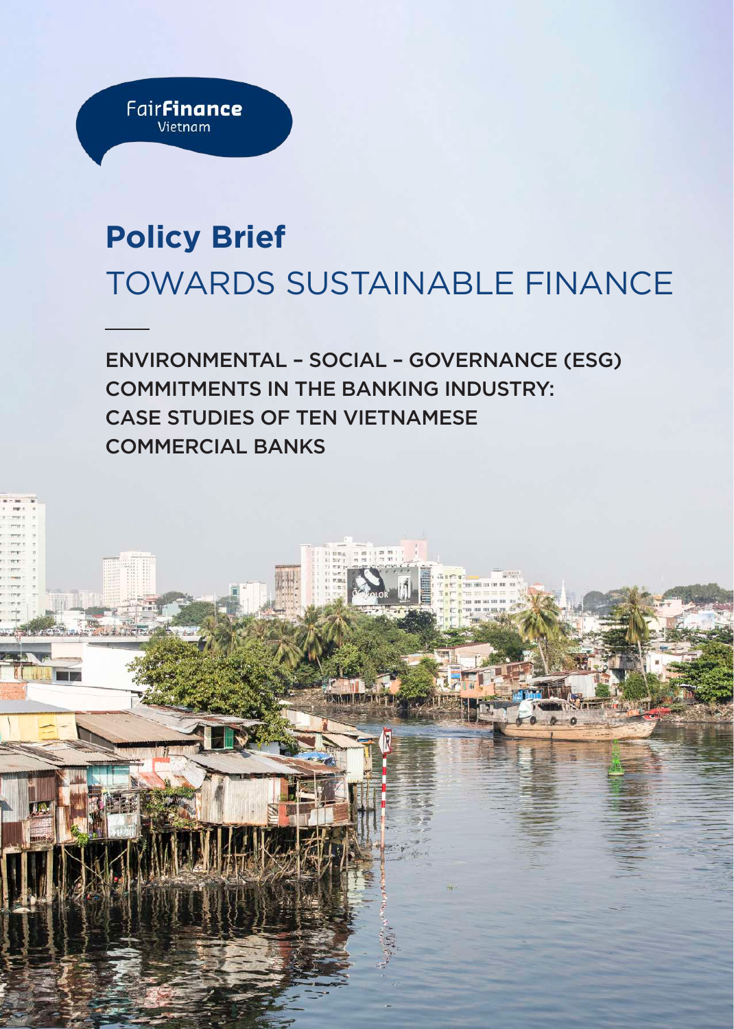FairFinance Vietnam

# Policy Brief

# TOWARDS SUSTAINABLE FINANCE

## ENVIRONMENTAL – SOCIAL – GOVERNANCE (ESG) COMMITMENTS IN THE BANKING INDUSTRY: CASE STUDIES OF TEN VIETNAMESE COMMERCIAL BANKS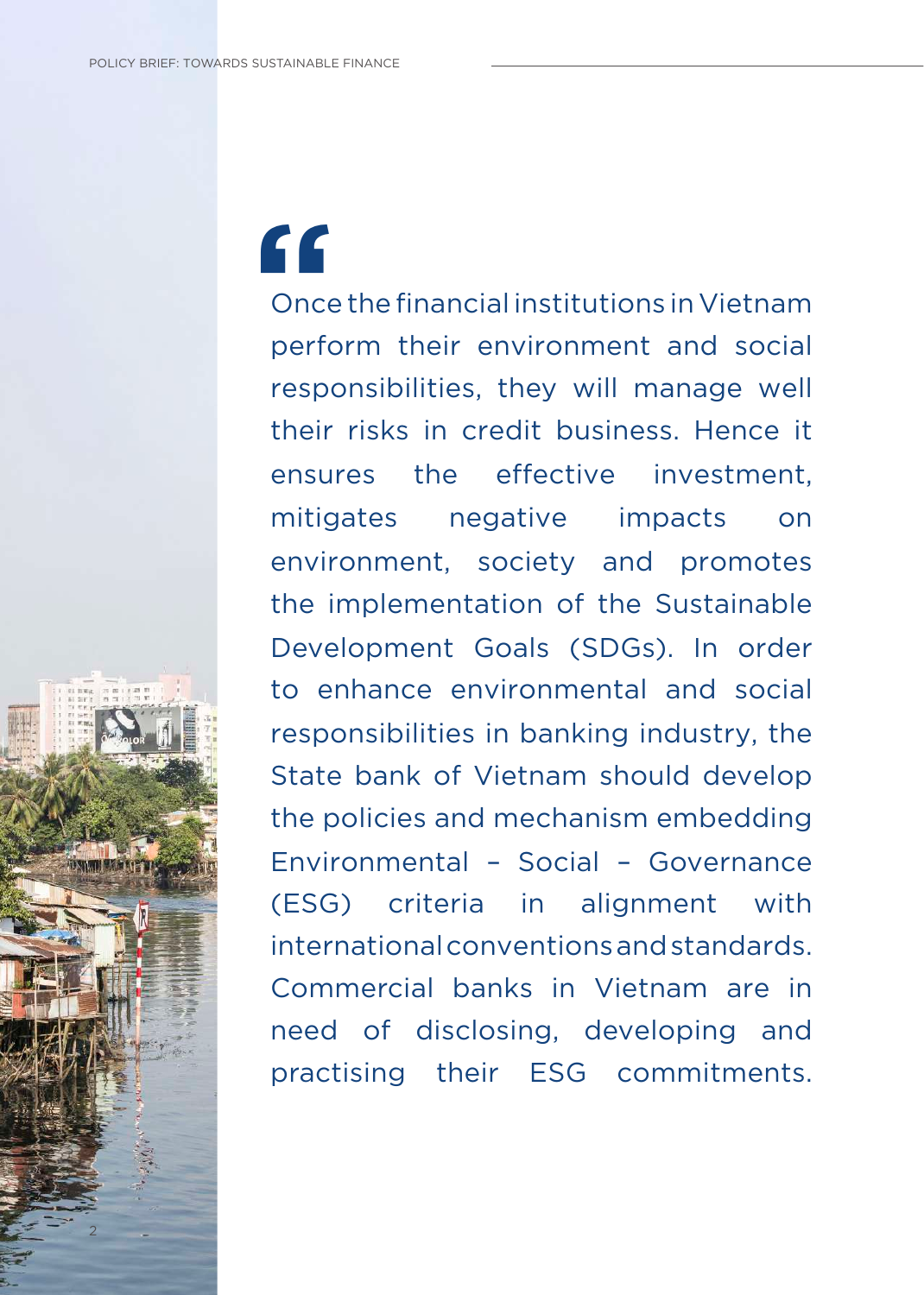> Once the financial institutions in Vietnam perform their environment and social responsibilities, they will manage well their risks in credit business. Hence it ensures the effective investment, mitigates negative impacts on environment, society and promotes the implementation of the Sustainable Development Goals (SDGs). In order to enhance environmental and social responsibilities in banking industry, the State bank of Vietnam should develop the policies and mechanism embedding Environmental – Social – Governance (ESG) criteria in alignment with international conventions and standards. Commercial banks in Vietnam are in need of disclosing, developing and practising their ESG commitments.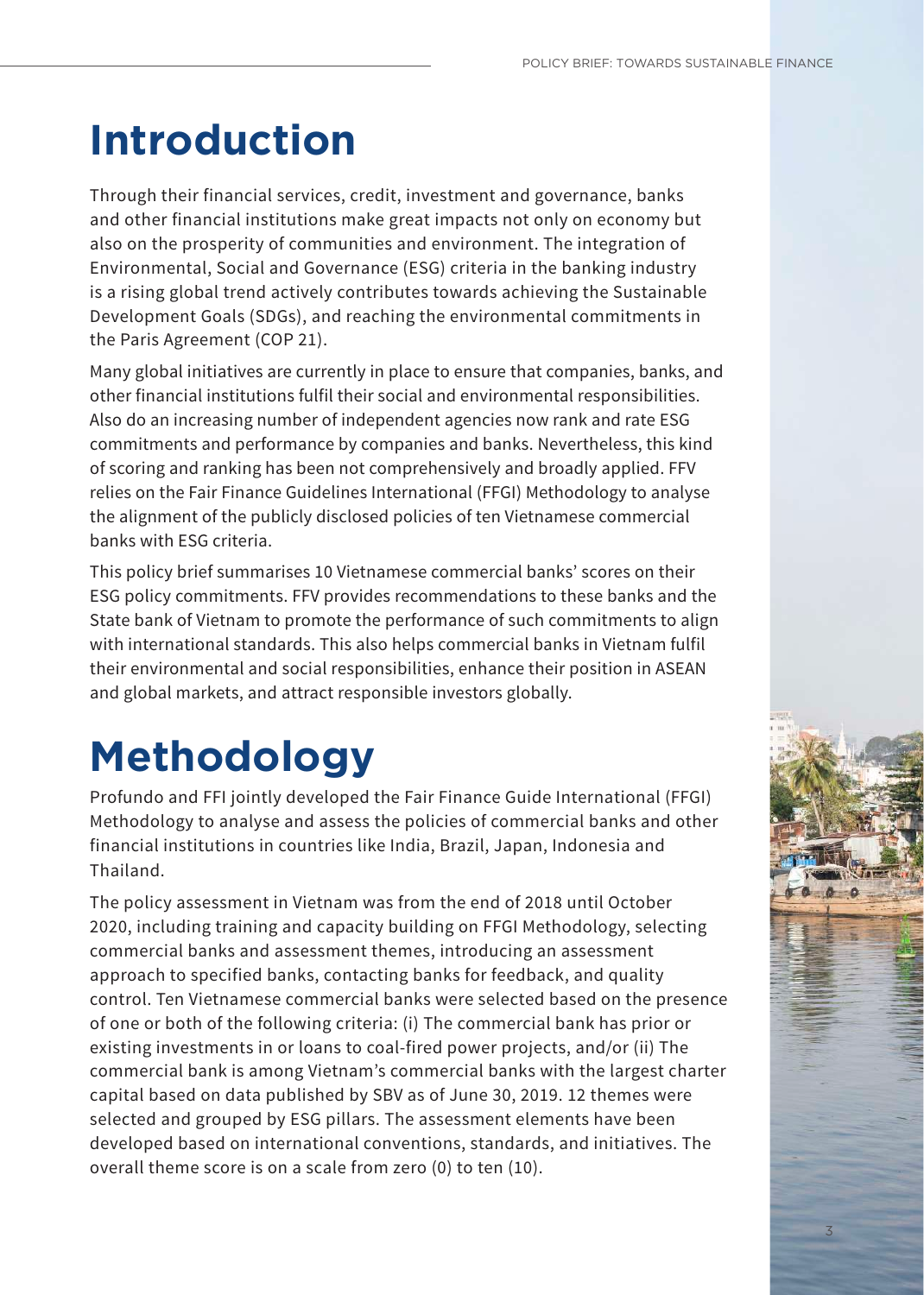# Introduction

Through their financial services, credit, investment and governance, banks and other financial institutions make great impacts not only on economy but also on the prosperity of communities and environment. The integration of Environmental, Social and Governance (ESG) criteria in the banking industry is a rising global trend actively contributes towards achieving the Sustainable Development Goals (SDGs), and reaching the environmental commitments in the Paris Agreement (COP 21).

Many global initiatives are currently in place to ensure that companies, banks, and other financial institutions fulfil their social and environmental responsibilities. Also do an increasing number of independent agencies now rank and rate ESG commitments and performance by companies and banks. Nevertheless, this kind of scoring and ranking has been not comprehensively and broadly applied. FFV relies on the Fair Finance Guidelines International (FFGI) Methodology to analyse the alignment of the publicly disclosed policies of ten Vietnamese commercial banks with ESG criteria.

This policy brief summarises 10 Vietnamese commercial banks' scores on their ESG policy commitments. FFV provides recommendations to these banks and the State bank of Vietnam to promote the performance of such commitments to align with international standards. This also helps commercial banks in Vietnam fulfil their environmental and social responsibilities, enhance their position in ASEAN and global markets, and attract responsible investors globally.

# Methodology

Profundo and FFI jointly developed the Fair Finance Guide International (FFGI) Methodology to analyse and assess the policies of commercial banks and other financial institutions in countries like India, Brazil, Japan, Indonesia and Thailand.

The policy assessment in Vietnam was from the end of 2018 until October 2020, including training and capacity building on FFGI Methodology, selecting commercial banks and assessment themes, introducing an assessment approach to specified banks, contacting banks for feedback, and quality control. Ten Vietnamese commercial banks were selected based on the presence of one or both of the following criteria: (i) The commercial bank has prior or existing investments in or loans to coal-fired power projects, and/or (ii) The commercial bank is among Vietnam's commercial banks with the largest charter capital based on data published by SBV as of June 30, 2019. 12 themes were selected and grouped by ESG pillars. The assessment elements have been developed based on international conventions, standards, and initiatives. The overall theme score is on a scale from zero (0) to ten (10).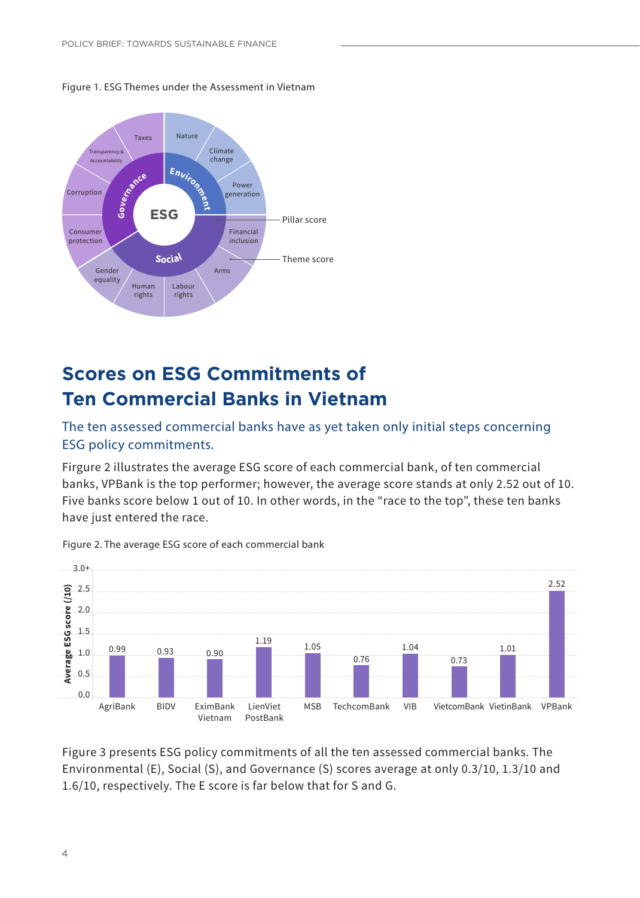Figure 1. ESG Themes under the Assessment in Vietnam

# Scores on ESG Commitments of Ten Commercial Banks in Vietnam

## The ten assessed commercial banks have as yet taken only initial steps concerning ESG policy commitments.

Firgure 2 illustrates the average ESG score of each commercial bank, of ten commercial banks, VPBank is the top performer; however, the average score stands at only 2.52 out of 10. Five banks score below 1 out of 10. In other words, in the "race to the top", these ten banks have just entered the race.

Figure 2. The average ESG score of each commercial bank

| Bank | Average ESG score (/10) |
| --- | --- |
| AgriBank | 0.99 |
| BIDV | 0.93 |
| EximBank Vietnam | 0.90 |
| LienViet PostBank | 1.19 |
| MSB | 1.05 |
| TechcomBank | 0.76 |
| VIB | 1.04 |
| VietcomBank | 0.73 |
| VietinBank | 1.01 |
| VPBank | 2.52 |

Figure 3 presents ESG policy commitments of all the ten assessed commercial banks. The Environmental (E), Social (S), and Governance (S) scores average at only 0.3/10, 1.3/10 and 1.6/10, respectively. The E score is far below that for S and G.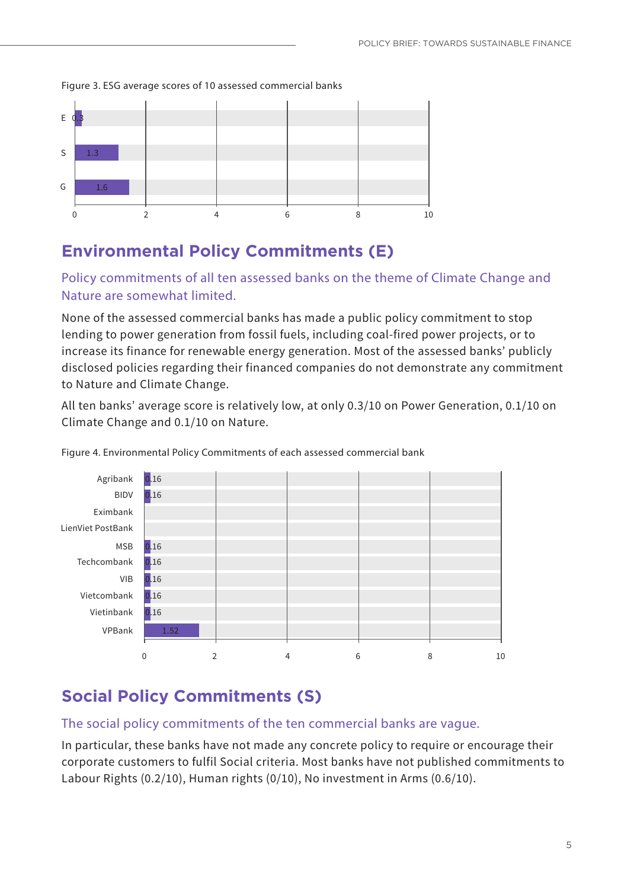Figure 3. ESG average scores of 10 assessed commercial banks

| Category | Score |
|---|---|
| E | 0.3 |
| S | 1.3 |
| G | 1.6 |

## Environmental Policy Commitments (E)

### Policy commitments of all ten assessed banks on the theme of Climate Change and Nature are somewhat limited.

None of the assessed commercial banks has made a public policy commitment to stop lending to power generation from fossil fuels, including coal-fired power projects, or to increase its finance for renewable energy generation. Most of the assessed banks' publicly disclosed policies regarding their financed companies do not demonstrate any commitment to Nature and Climate Change.

All ten banks' average score is relatively low, at only 0.3/10 on Power Generation, 0.1/10 on Climate Change and 0.1/10 on Nature.

Figure 4. Environmental Policy Commitments of each assessed commercial bank

| Bank | Score |
|---|---|
| Agribank | 0.16 |
| BIDV | 0.16 |
| Eximbank | |
| LienViet PostBank | |
| MSB | 0.16 |
| Techcombank | 0.16 |
| VIB | 0.16 |
| Vietcombank | 0.16 |
| Vietinbank | 0.16 |
| VPBank | 1.52 |

## Social Policy Commitments (S)

### The social policy commitments of the ten commercial banks are vague.

In particular, these banks have not made any concrete policy to require or encourage their corporate customers to fulfil Social criteria. Most banks have not published commitments to Labour Rights (0.2/10), Human rights (0/10), No investment in Arms (0.6/10).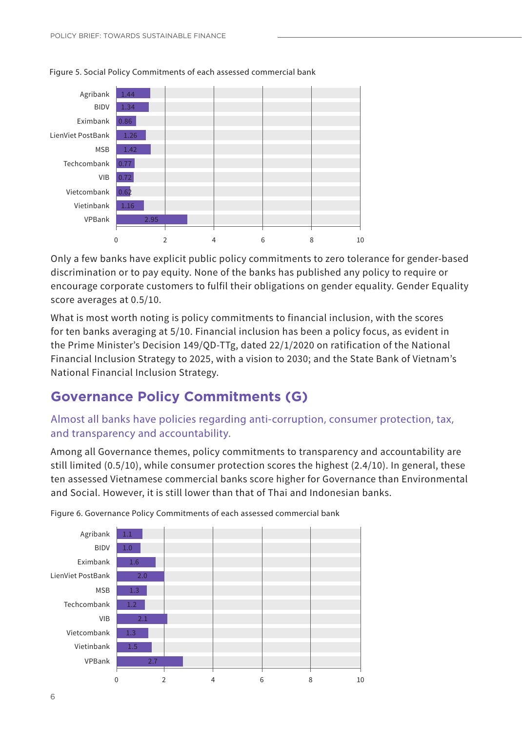Figure 5. Social Policy Commitments of each assessed commercial bank

| Bank | Score |
|---|---|
| Agribank | 1.44 |
| BIDV | 1.34 |
| Eximbank | 0.86 |
| LienViet PostBank | 1.26 |
| MSB | 1.42 |
| Techcombank | 0.77 |
| VIB | 0.72 |
| Vietcombank | 0.62 |
| Vietinbank | 1.16 |
| VPBank | 2.95 |

Only a few banks have explicit public policy commitments to zero tolerance for gender-based discrimination or to pay equity. None of the banks has published any policy to require or encourage corporate customers to fulfil their obligations on gender equality. Gender Equality score averages at 0.5/10.

What is most worth noting is policy commitments to financial inclusion, with the scores for ten banks averaging at 5/10. Financial inclusion has been a policy focus, as evident in the Prime Minister's Decision 149/QD-TTg, dated 22/1/2020 on ratification of the National Financial Inclusion Strategy to 2025, with a vision to 2030; and the State Bank of Vietnam's National Financial Inclusion Strategy.

## Governance Policy Commitments (G)

### Almost all banks have policies regarding anti-corruption, consumer protection, tax, and transparency and accountability.

Among all Governance themes, policy commitments to transparency and accountability are still limited (0.5/10), while consumer protection scores the highest (2.4/10). In general, these ten assessed Vietnamese commercial banks score higher for Governance than Environmental and Social. However, it is still lower than that of Thai and Indonesian banks.

Figure 6. Governance Policy Commitments of each assessed commercial bank

| Bank | Score |
|---|---|
| Agribank | 1.1 |
| BIDV | 1.0 |
| Eximbank | 1.6 |
| LienViet PostBank | 2.0 |
| MSB | 1.3 |
| Techcombank | 1.2 |
| VIB | 2.1 |
| Vietcombank | 1.3 |
| Vietinbank | 1.5 |
| VPBank | 2.7 |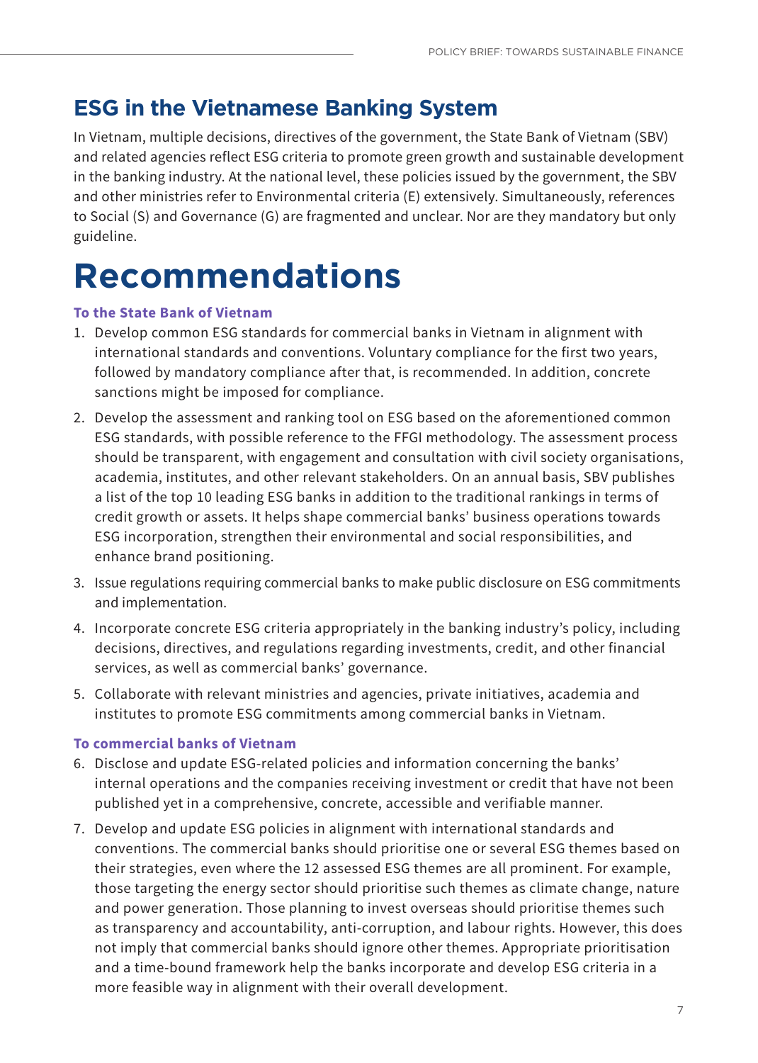## ESG in the Vietnamese Banking System

In Vietnam, multiple decisions, directives of the government, the State Bank of Vietnam (SBV) and related agencies reflect ESG criteria to promote green growth and sustainable development in the banking industry. At the national level, these policies issued by the government, the SBV and other ministries refer to Environmental criteria (E) extensively. Simultaneously, references to Social (S) and Governance (G) are fragmented and unclear. Nor are they mandatory but only guideline.

# Recommendations

### To the State Bank of Vietnam

1. Develop common ESG standards for commercial banks in Vietnam in alignment with international standards and conventions. Voluntary compliance for the first two years, followed by mandatory compliance after that, is recommended. In addition, concrete sanctions might be imposed for compliance.
2. Develop the assessment and ranking tool on ESG based on the aforementioned common ESG standards, with possible reference to the FFGI methodology. The assessment process should be transparent, with engagement and consultation with civil society organisations, academia, institutes, and other relevant stakeholders. On an annual basis, SBV publishes a list of the top 10 leading ESG banks in addition to the traditional rankings in terms of credit growth or assets. It helps shape commercial banks' business operations towards ESG incorporation, strengthen their environmental and social responsibilities, and enhance brand positioning.
3. Issue regulations requiring commercial banks to make public disclosure on ESG commitments and implementation.
4. Incorporate concrete ESG criteria appropriately in the banking industry's policy, including decisions, directives, and regulations regarding investments, credit, and other financial services, as well as commercial banks' governance.
5. Collaborate with relevant ministries and agencies, private initiatives, academia and institutes to promote ESG commitments among commercial banks in Vietnam.

### To commercial banks of Vietnam

6. Disclose and update ESG-related policies and information concerning the banks' internal operations and the companies receiving investment or credit that have not been published yet in a comprehensive, concrete, accessible and verifiable manner.
7. Develop and update ESG policies in alignment with international standards and conventions. The commercial banks should prioritise one or several ESG themes based on their strategies, even where the 12 assessed ESG themes are all prominent. For example, those targeting the energy sector should prioritise such themes as climate change, nature and power generation. Those planning to invest overseas should prioritise themes such as transparency and accountability, anti-corruption, and labour rights. However, this does not imply that commercial banks should ignore other themes. Appropriate prioritisation and a time-bound framework help the banks incorporate and develop ESG criteria in a more feasible way in alignment with their overall development.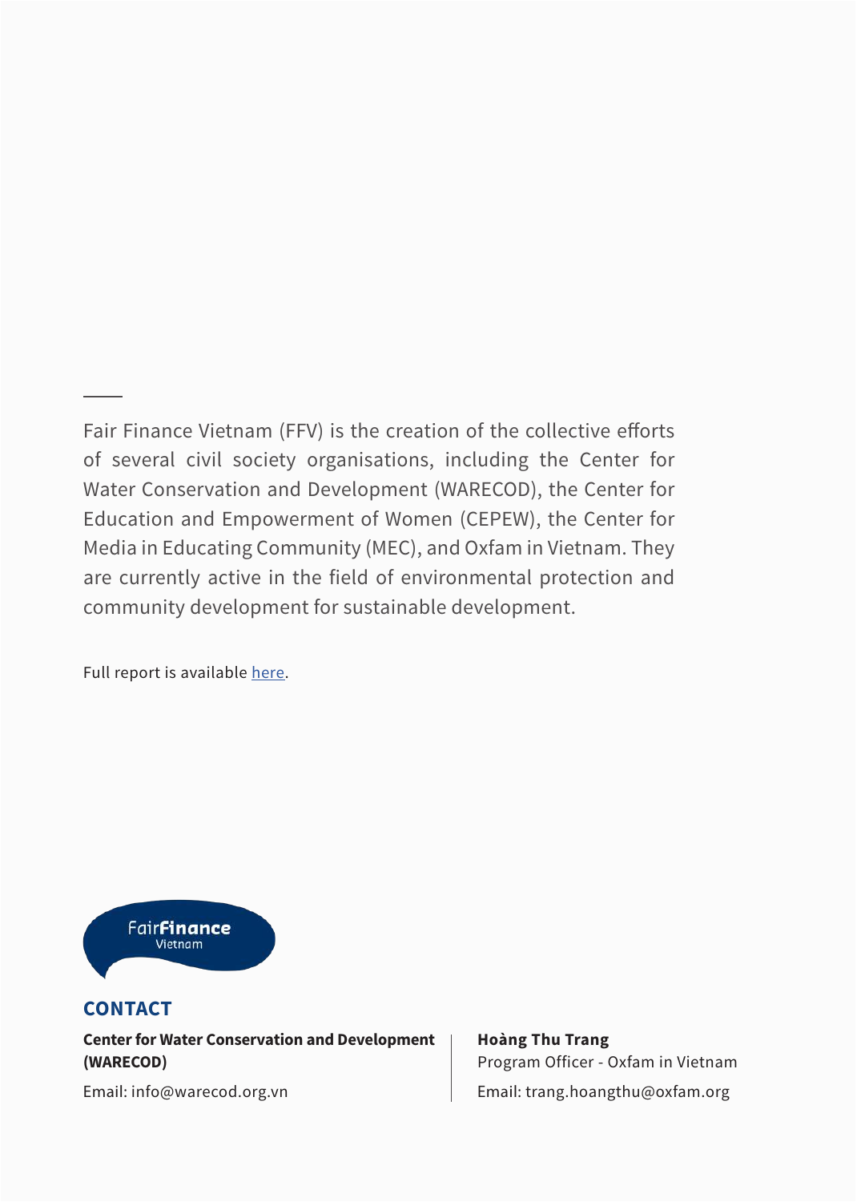Fair Finance Vietnam (FFV) is the creation of the collective efforts of several civil society organisations, including the Center for Water Conservation and Development (WARECOD), the Center for Education and Empowerment of Women (CEPEW), the Center for Media in Educating Community (MEC), and Oxfam in Vietnam. They are currently active in the field of environmental protection and community development for sustainable development.

Full report is available here.

FairFinance Vietnam

## CONTACT

**Center for Water Conservation and Development (WARECOD)**

Email: info@warecod.org.vn

**Hoàng Thu Trang**
Program Officer - Oxfam in Vietnam

Email: trang.hoangthu@oxfam.org